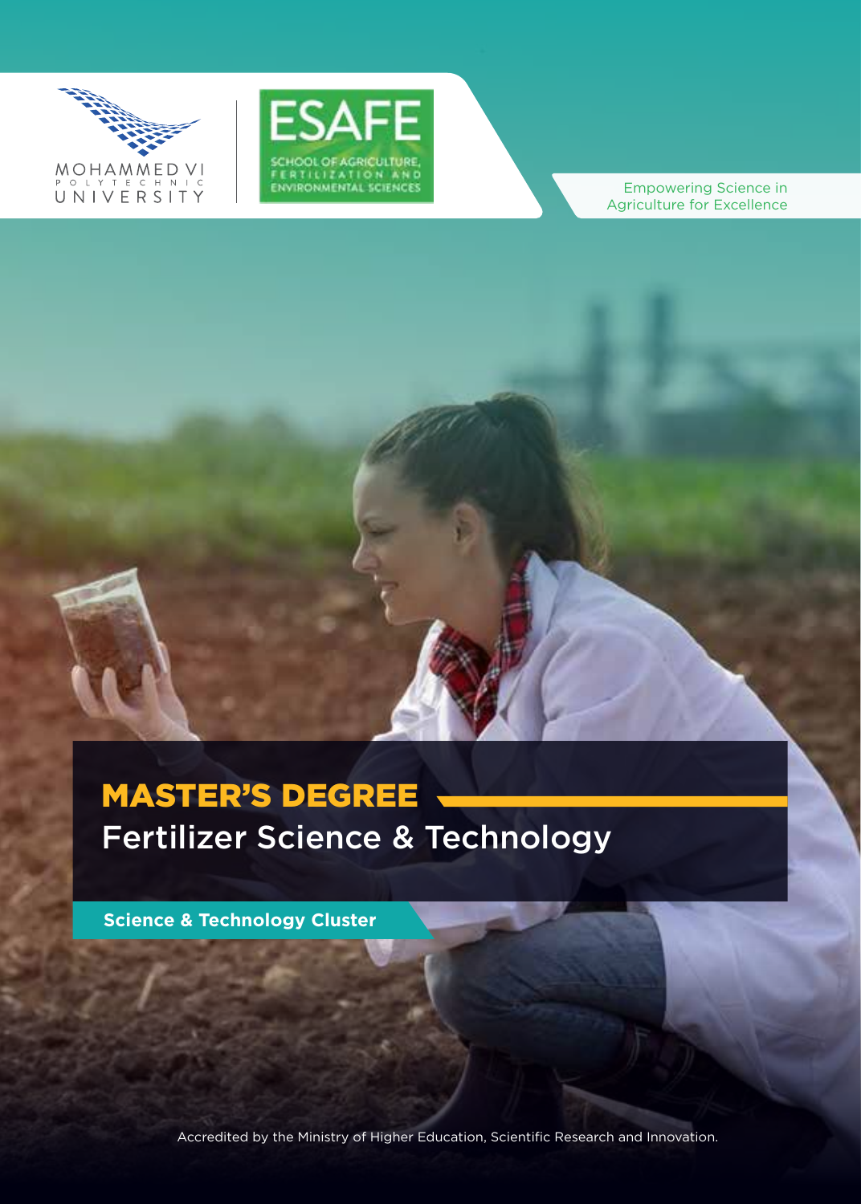MOHAMMED VI POLYTECHNIC UNIVERSITY

ESAFE
SCHOOL OF AGRICULTURE, FERTILIZATION AND ENVIRONMENTAL SCIENCES

Empowering Science in Agriculture for Excellence

# MASTER'S DEGREE
## Fertilizer Science & Technology

**Science & Technology Cluster**

Accredited by the Ministry of Higher Education, Scientific Research and Innovation.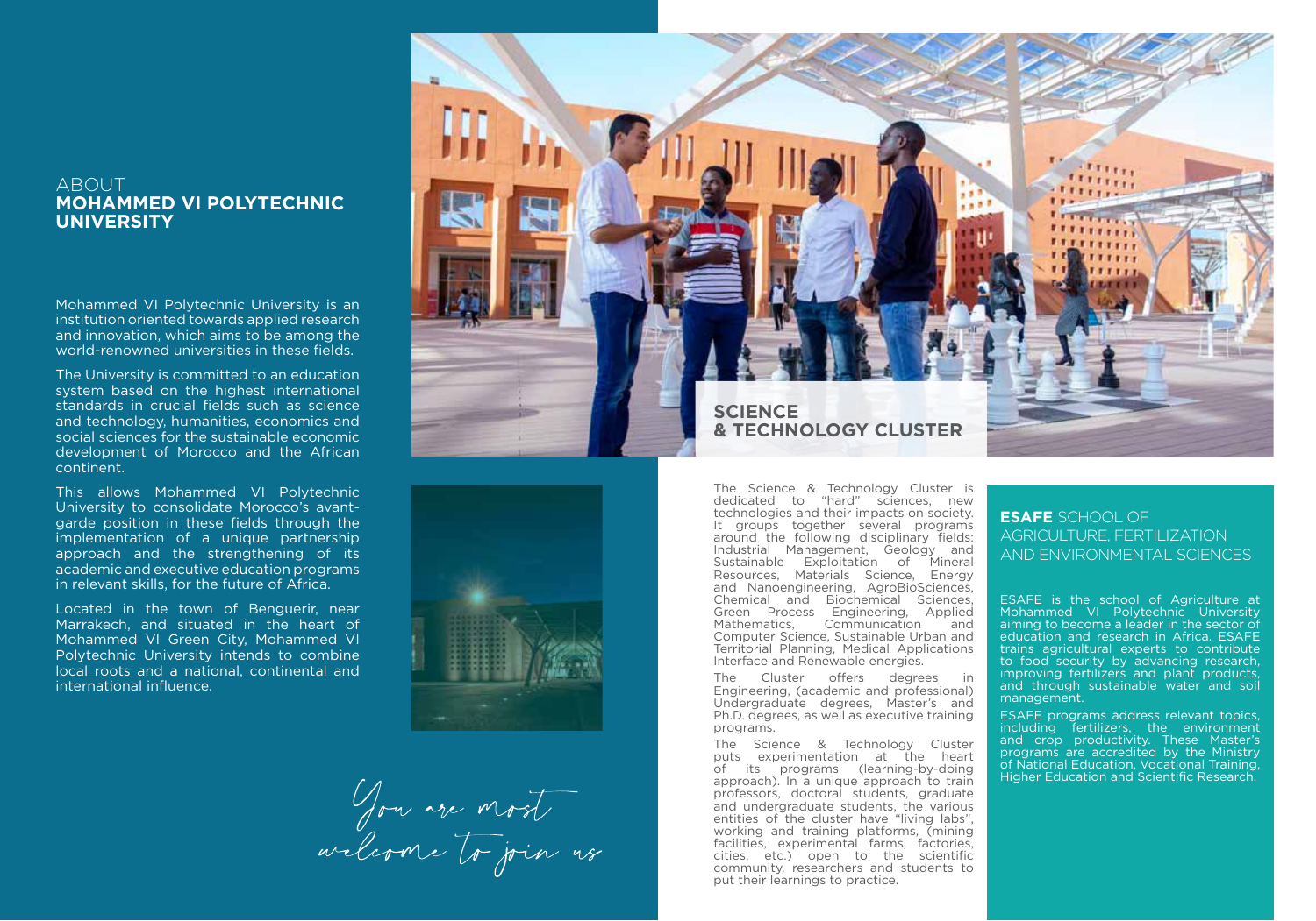## ABOUT **MOHAMMED VI POLYTECHNIC UNIVERSITY**

Mohammed VI Polytechnic University is an institution oriented towards applied research and innovation, which aims to be among the world-renowned universities in these fields.

The University is committed to an education system based on the highest international standards in crucial fields such as science and technology, humanities, economics and social sciences for the sustainable economic development of Morocco and the African continent.

This allows Mohammed VI Polytechnic University to consolidate Morocco's avant-garde position in these fields through the implementation of a unique partnership approach and the strengthening of its academic and executive education programs in relevant skills, for the future of Africa.

Located in the town of Benguerir, near Marrakech, and situated in the heart of Mohammed VI Green City, Mohammed VI Polytechnic University intends to combine local roots and a national, continental and international influence.

*You are most welcome to join us*

## SCIENCE & TECHNOLOGY CLUSTER

The Science & Technology Cluster is dedicated to "hard" sciences, new technologies and their impacts on society. It groups together several programs around the following disciplinary fields: Industrial Management, Geology and Sustainable Exploitation of Mineral Resources, Materials Science, Energy and Nanoengineering, AgroBioSciences, Chemical and Biochemical Sciences, Green Process Engineering, Applied Mathematics, Communication and Computer Science, Sustainable Urban and Territorial Planning, Medical Applications Interface and Renewable energies.

The Cluster offers degrees in Engineering, (academic and professional) Undergraduate degrees, Master's and Ph.D. degrees, as well as executive training programs.

The Science & Technology Cluster puts experimentation at the heart of its programs (learning-by-doing approach). In a unique approach to train professors, doctoral students, graduate and undergraduate students, the various entities of the cluster have "living labs", working and training platforms, (mining facilities, experimental farms, factories, cities, etc.) open to the scientific community, researchers and students to put their learnings to practice.

### **ESAFE** SCHOOL OF AGRICULTURE, FERTILIZATION AND ENVIRONMENTAL SCIENCES

ESAFE is the school of Agriculture at Mohammed VI Polytechnic University aiming to become a leader in the sector of education and research in Africa. ESAFE trains agricultural experts to contribute to food security by advancing research, improving fertilizers and plant products, and through sustainable water and soil management.

ESAFE programs address relevant topics, including fertilizers, the environment and crop productivity. These Master's programs are accredited by the Ministry of National Education, Vocational Training, Higher Education and Scientific Research.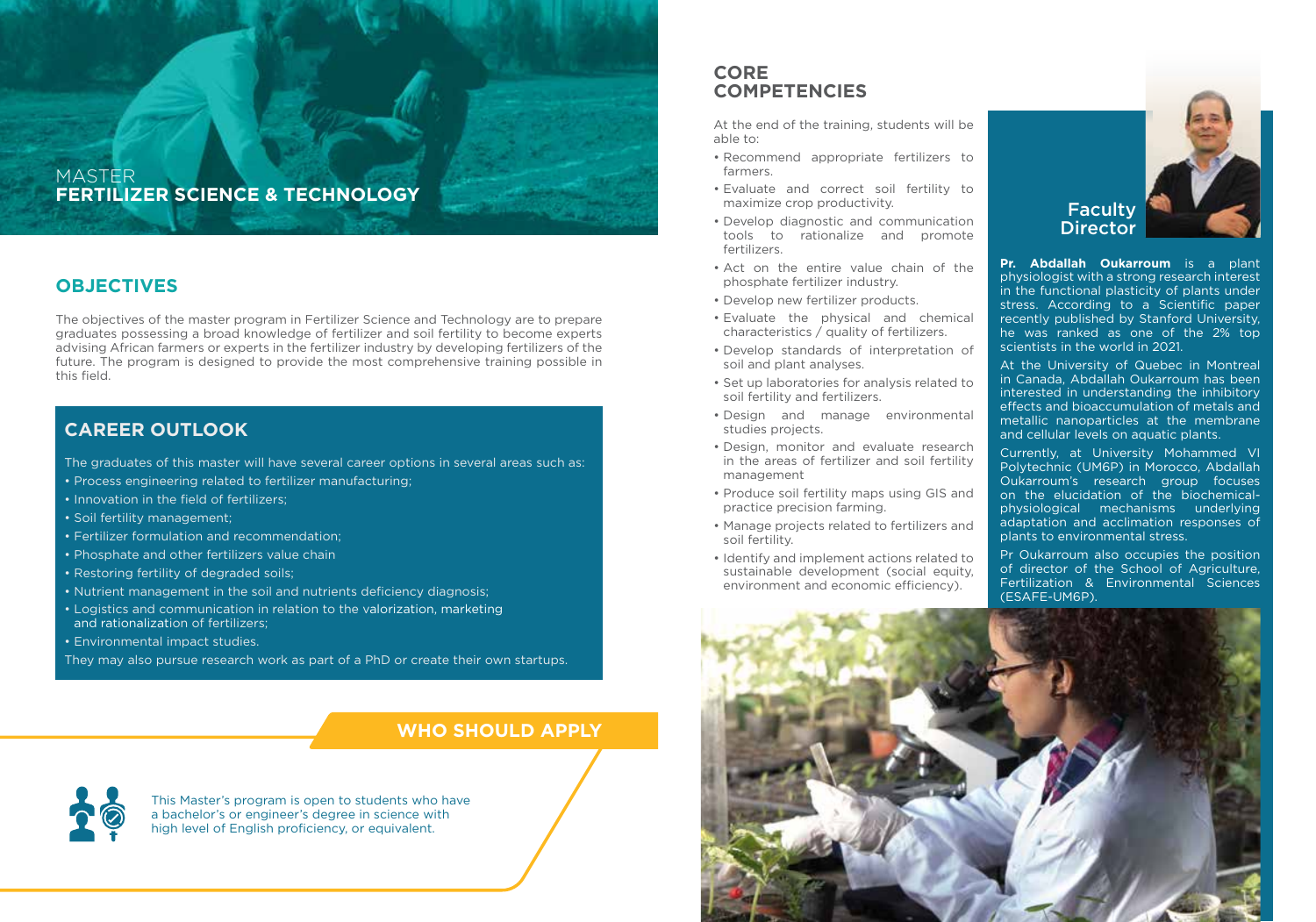# MASTER
# FERTILIZER SCIENCE & TECHNOLOGY

## OBJECTIVES

The objectives of the master program in Fertilizer Science and Technology are to prepare graduates possessing a broad knowledge of fertilizer and soil fertility to become experts advising African farmers or experts in the fertilizer industry by developing fertilizers of the future. The program is designed to provide the most comprehensive training possible in this field.

## CAREER OUTLOOK

The graduates of this master will have several career options in several areas such as:

- Process engineering related to fertilizer manufacturing;
- Innovation in the field of fertilizers;
- Soil fertility management;
- Fertilizer formulation and recommendation;
- Phosphate and other fertilizers value chain
- Restoring fertility of degraded soils;
- Nutrient management in the soil and nutrients deficiency diagnosis;
- Logistics and communication in relation to the valorization, marketing and rationalization of fertilizers;
- Environmental impact studies.

They may also pursue research work as part of a PhD or create their own startups.

## WHO SHOULD APPLY

This Master's program is open to students who have a bachelor's or engineer's degree in science with high level of English proficiency, or equivalent.

## CORE COMPETENCIES

At the end of the training, students will be able to:

- Recommend appropriate fertilizers to farmers.
- Evaluate and correct soil fertility to maximize crop productivity.
- Develop diagnostic and communication tools to rationalize and promote fertilizers.
- Act on the entire value chain of the phosphate fertilizer industry.
- Develop new fertilizer products.
- Evaluate the physical and chemical characteristics / quality of fertilizers.
- Develop standards of interpretation of soil and plant analyses.
- Set up laboratories for analysis related to soil fertility and fertilizers.
- Design and manage environmental studies projects.
- Design, monitor and evaluate research in the areas of fertilizer and soil fertility management
- Produce soil fertility maps using GIS and practice precision farming.
- Manage projects related to fertilizers and soil fertility.
- Identify and implement actions related to sustainable development (social equity, environment and economic efficiency).

## Faculty Director

**Pr. Abdallah Oukarroum** is a plant physiologist with a strong research interest in the functional plasticity of plants under stress. According to a Scientific paper recently published by Stanford University, he was ranked as one of the 2% top scientists in the world in 2021.

At the University of Quebec in Montreal in Canada, Abdallah Oukarroum has been interested in understanding the inhibitory effects and bioaccumulation of metals and metallic nanoparticles at the membrane and cellular levels on aquatic plants.

Currently, at University Mohammed VI Polytechnic (UM6P) in Morocco, Abdallah Oukarroum's research group focuses on the elucidation of the biochemical-physiological mechanisms underlying adaptation and acclimation responses of plants to environmental stress.

Pr Oukarroum also occupies the position of director of the School of Agriculture, Fertilization & Environmental Sciences (ESAFE-UM6P).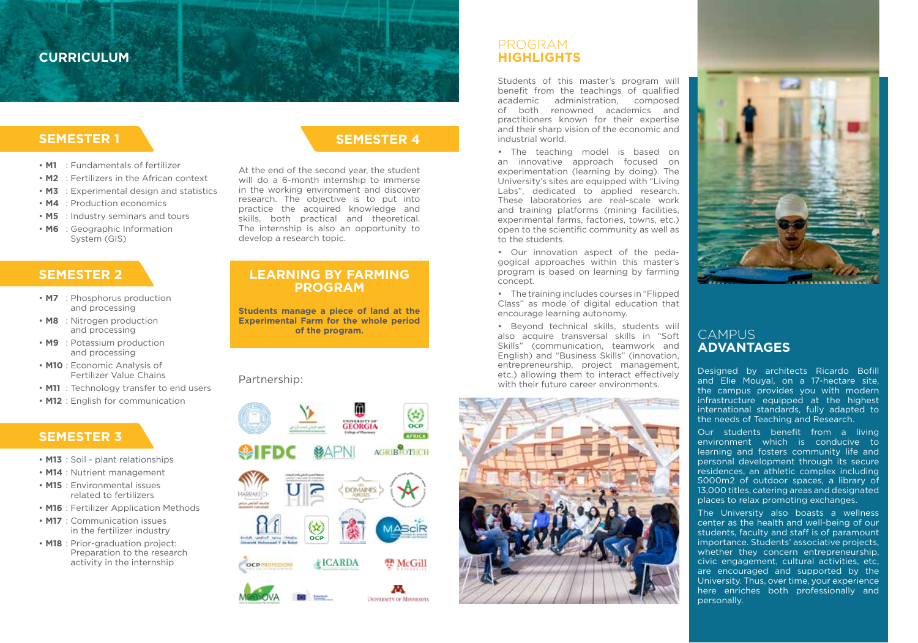## CURRICULUM

### SEMESTER 1

- **M1** : Fundamentals of fertilizer
- **M2** : Fertilizers in the African context
- **M3** : Experimental design and statistics
- **M4** : Production economics
- **M5** : Industry seminars and tours
- **M6** : Geographic Information System (GIS)

### SEMESTER 2

- **M7** : Phosphorus production and processing
- **M8** : Nitrogen production and processing
- **M9** : Potassium production and processing
- **M10** : Economic Analysis of Fertilizer Value Chains
- **M11** : Technology transfer to end users
- **M12** : English for communication

### SEMESTER 3

- **M13** : Soil - plant relationships
- **M14** : Nutrient management
- **M15** : Environmental issues related to fertilizers
- **M16** : Fertilizer Application Methods
- **M17** : Communication issues in the fertilizer industry
- **M18** : Prior-graduation project: Preparation to the research activity in the internship

### SEMESTER 4

At the end of the second year, the student will do a 6-month internship to immerse in the working environment and discover research. The objective is to put into practice the acquired knowledge and skills, both practical and theoretical. The internship is also an opportunity to develop a research topic.

### LEARNING BY FARMING PROGRAM

**Students manage a piece of land at the Experimental Farm for the whole period of the program.**

Partnership:

## PROGRAM HIGHLIGHTS

Students of this master's program will benefit from the teachings of qualified academic administration, composed of both renowned academics and practitioners known for their expertise and their sharp vision of the economic and industrial world.

- The teaching model is based on an innovative approach focused on experimentation (learning by doing). The University's sites are equipped with "Living Labs", dedicated to applied research. These laboratories are real-scale work and training platforms (mining facilities, experimental farms, factories, towns, etc.) open to the scientific community as well as to the students.
- Our innovation aspect of the pedagogical approaches within this master's program is based on learning by farming concept.
- The training includes courses in "Flipped Class" as mode of digital education that encourage learning autonomy.
- Beyond technical skills, students will also acquire transversal skills in "Soft Skills" (communication, teamwork and English) and "Business Skills" (innovation, entrepreneurship, project management, etc.) allowing them to interact effectively with their future career environments.

## CAMPUS ADVANTAGES

Designed by architects Ricardo Bofill and Elie Mouyal, on a 17-hectare site, the campus provides you with modern infrastructure equipped at the highest international standards, fully adapted to the needs of Teaching and Research.

Our students benefit from a living environment which is conducive to learning and fosters community life and personal development through its secure residences, an athletic complex including 5000m2 of outdoor spaces, a library of 13,000 titles, catering areas and designated places to relax promoting exchanges.

The University also boasts a wellness center as the health and well-being of our students, faculty and staff is of paramount importance. Students' associative projects, whether they concern entrepreneurship, civic engagement, cultural activities, etc, are encouraged and supported by the University. Thus, over time, your experience here enriches both professionally and personally.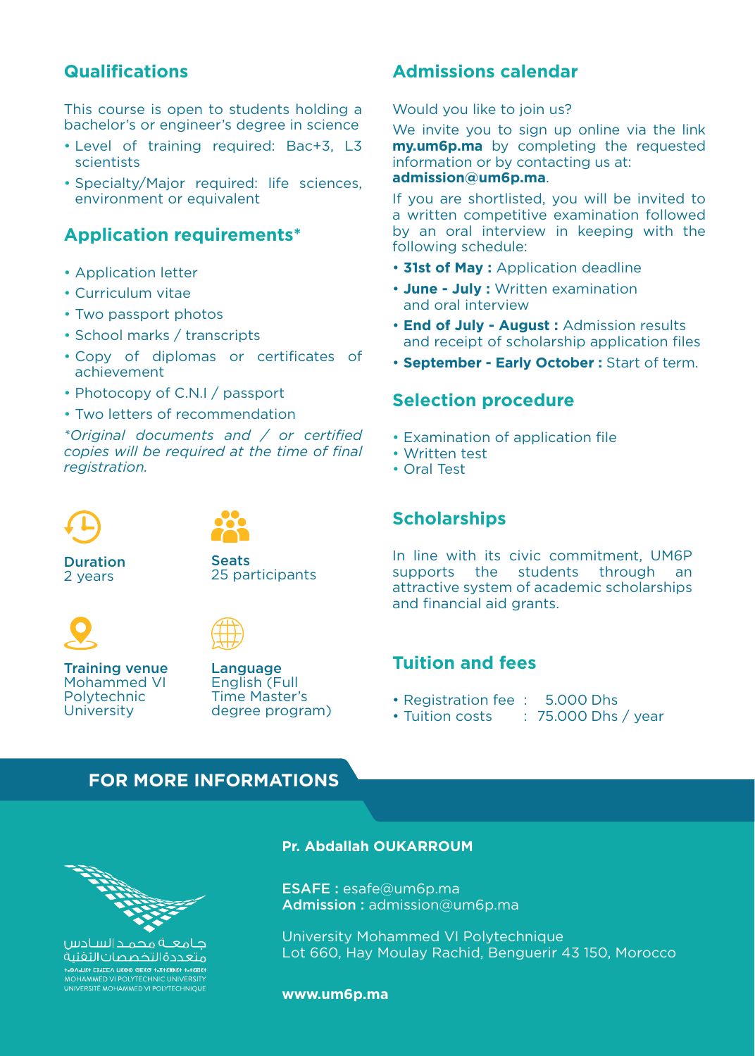## Qualifications

This course is open to students holding a bachelor's or engineer's degree in science

- Level of training required: Bac+3, L3 scientists
- Specialty/Major required: life sciences, environment or equivalent

## Application requirements*

- Application letter
- Curriculum vitae
- Two passport photos
- School marks / transcripts
- Copy of diplomas or certificates of achievement
- Photocopy of C.N.I / passport
- Two letters of recommendation

*\*Original documents and / or certified copies will be required at the time of final registration.*

**Duration**
2 years

**Seats**
25 participants

**Training venue**
Mohammed VI Polytechnic University

**Language**
English (Full Time Master's degree program)

## Admissions calendar

Would you like to join us?

We invite you to sign up online via the link **my.um6p.ma** by completing the requested information or by contacting us at: **admission@um6p.ma**.

If you are shortlisted, you will be invited to a written competitive examination followed by an oral interview in keeping with the following schedule:

- **31st of May :** Application deadline
- **June - July :** Written examination and oral interview
- **End of July - August :** Admission results and receipt of scholarship application files
- **September - Early October :** Start of term.

## Selection procedure

- Examination of application file
- Written test
- Oral Test

## Scholarships

In line with its civic commitment, UM6P supports the students through an attractive system of academic scholarships and financial aid grants.

## Tuition and fees

- Registration fee : 5.000 Dhs
- Tuition costs : 75.000 Dhs / year

## FOR MORE INFORMATIONS

جامعة محمد السادس
متعددة التخصصات التقنية
MOHAMMED VI POLYTECHNIC UNIVERSITY
UNIVERSITÉ MOHAMMED VI POLYTECHNIQUE

**Pr. Abdallah OUKARROUM**

**ESAFE :** esafe@um6p.ma
**Admission :** admission@um6p.ma

University Mohammed VI Polytechnique
Lot 660, Hay Moulay Rachid, Benguerir 43 150, Morocco

**www.um6p.ma**